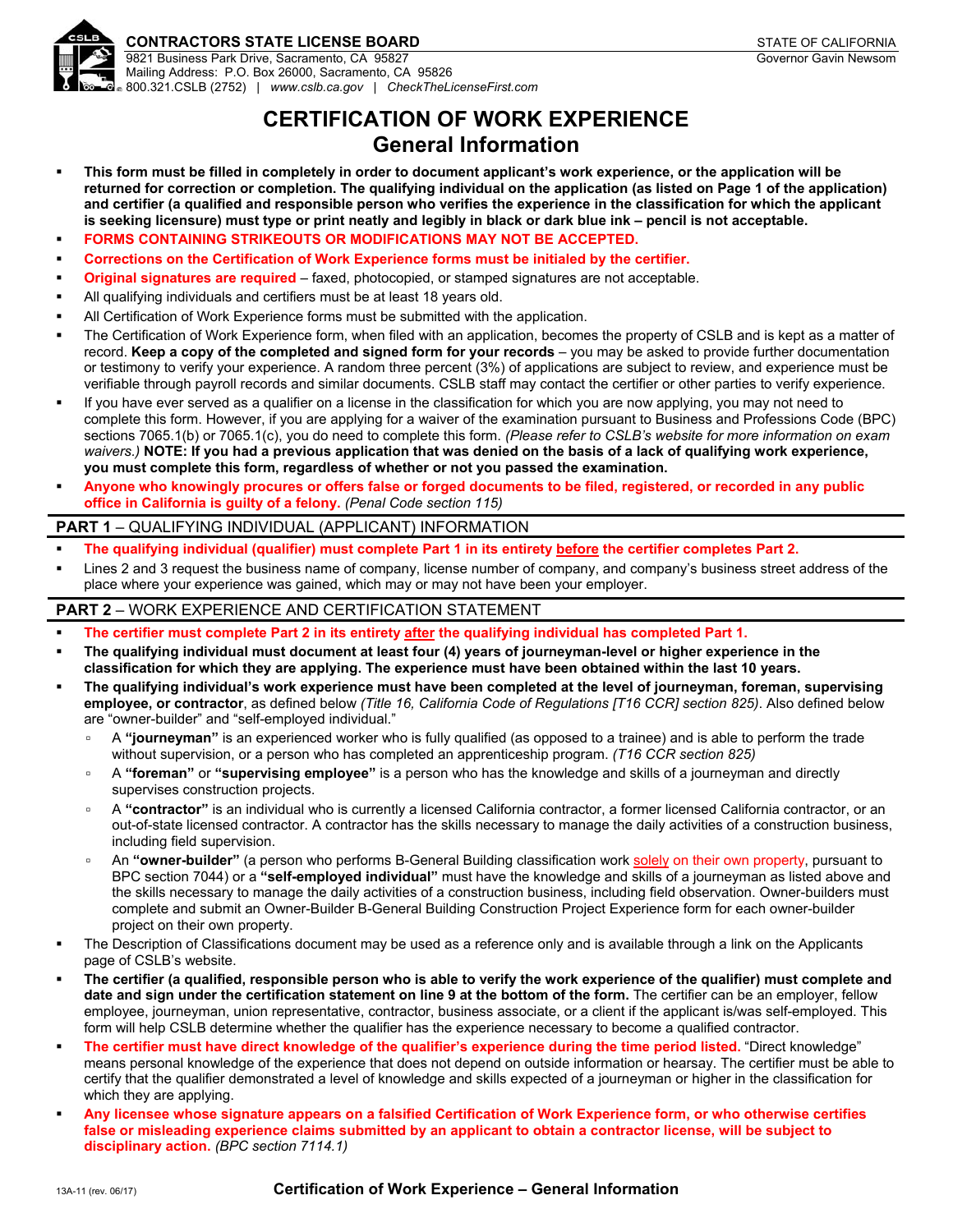**CONTRACTORS STATE LICENSE BOARD**
9821 Business Park Drive, Sacramento, CA 95827
Mailing Address: P.O. Box 26000, Sacramento, CA 95826
800.321.CSLB (2752) | *www.cslb.ca.gov* | *CheckTheLicenseFirst.com*

STATE OF CALIFORNIA
Governor Gavin Newsom

# CERTIFICATION OF WORK EXPERIENCE
## General Information

- **This form must be filled in completely in order to document applicant's work experience, or the application will be returned for correction or completion. The qualifying individual on the application (as listed on Page 1 of the application) and certifier (a qualified and responsible person who verifies the experience in the classification for which the applicant is seeking licensure) must type or print neatly and legibly in black or dark blue ink – pencil is not acceptable.**
- **FORMS CONTAINING STRIKEOUTS OR MODIFICATIONS MAY NOT BE ACCEPTED.**
- **Corrections on the Certification of Work Experience forms must be initialed by the certifier.**
- **Original signatures are required** – faxed, photocopied, or stamped signatures are not acceptable.
- All qualifying individuals and certifiers must be at least 18 years old.
- All Certification of Work Experience forms must be submitted with the application.
- The Certification of Work Experience form, when filed with an application, becomes the property of CSLB and is kept as a matter of record. **Keep a copy of the completed and signed form for your records** – you may be asked to provide further documentation or testimony to verify your experience. A random three percent (3%) of applications are subject to review, and experience must be verifiable through payroll records and similar documents. CSLB staff may contact the certifier or other parties to verify experience.
- If you have ever served as a qualifier on a license in the classification for which you are now applying, you may not need to complete this form. However, if you are applying for a waiver of the examination pursuant to Business and Professions Code (BPC) sections 7065.1(b) or 7065.1(c), you do need to complete this form. *(Please refer to CSLB's website for more information on exam waivers.)* **NOTE: If you had a previous application that was denied on the basis of a lack of qualifying work experience, you must complete this form, regardless of whether or not you passed the examination.**
- **Anyone who knowingly procures or offers false or forged documents to be filed, registered, or recorded in any public office in California is guilty of a felony.** *(Penal Code section 115)*

## PART 1 – QUALIFYING INDIVIDUAL (APPLICANT) INFORMATION

- **The qualifying individual (qualifier) must complete Part 1 in its entirety before the certifier completes Part 2.**
- Lines 2 and 3 request the business name of company, license number of company, and company's business street address of the place where your experience was gained, which may or may not have been your employer.

## PART 2 – WORK EXPERIENCE AND CERTIFICATION STATEMENT

- **The certifier must complete Part 2 in its entirety after the qualifying individual has completed Part 1.**
- **The qualifying individual must document at least four (4) years of journeyman-level or higher experience in the classification for which they are applying. The experience must have been obtained within the last 10 years.**
- **The qualifying individual's work experience must have been completed at the level of journeyman, foreman, supervising employee, or contractor**, as defined below *(Title 16, California Code of Regulations [T16 CCR] section 825)*. Also defined below are "owner-builder" and "self-employed individual."
  - A **"journeyman"** is an experienced worker who is fully qualified (as opposed to a trainee) and is able to perform the trade without supervision, or a person who has completed an apprenticeship program. *(T16 CCR section 825)*
  - A **"foreman"** or **"supervising employee"** is a person who has the knowledge and skills of a journeyman and directly supervises construction projects.
  - A **"contractor"** is an individual who is currently a licensed California contractor, a former licensed California contractor, or an out-of-state licensed contractor. A contractor has the skills necessary to manage the daily activities of a construction business, including field supervision.
  - An **"owner-builder"** (a person who performs B-General Building classification work solely on their own property, pursuant to BPC section 7044) or a **"self-employed individual"** must have the knowledge and skills of a journeyman as listed above and the skills necessary to manage the daily activities of a construction business, including field observation. Owner-builders must complete and submit an Owner-Builder B-General Building Construction Project Experience form for each owner-builder project on their own property.
- The Description of Classifications document may be used as a reference only and is available through a link on the Applicants page of CSLB's website.
- **The certifier (a qualified, responsible person who is able to verify the work experience of the qualifier) must complete and date and sign under the certification statement on line 9 at the bottom of the form.** The certifier can be an employer, fellow employee, journeyman, union representative, contractor, business associate, or a client if the applicant is/was self-employed. This form will help CSLB determine whether the qualifier has the experience necessary to become a qualified contractor.
- **The certifier must have direct knowledge of the qualifier's experience during the time period listed.** "Direct knowledge" means personal knowledge of the experience that does not depend on outside information or hearsay. The certifier must be able to certify that the qualifier demonstrated a level of knowledge and skills expected of a journeyman or higher in the classification for which they are applying.
- **Any licensee whose signature appears on a falsified Certification of Work Experience form, or who otherwise certifies false or misleading experience claims submitted by an applicant to obtain a contractor license, will be subject to disciplinary action.** *(BPC section 7114.1)*

13A-11 (rev. 06/17) **Certification of Work Experience – General Information**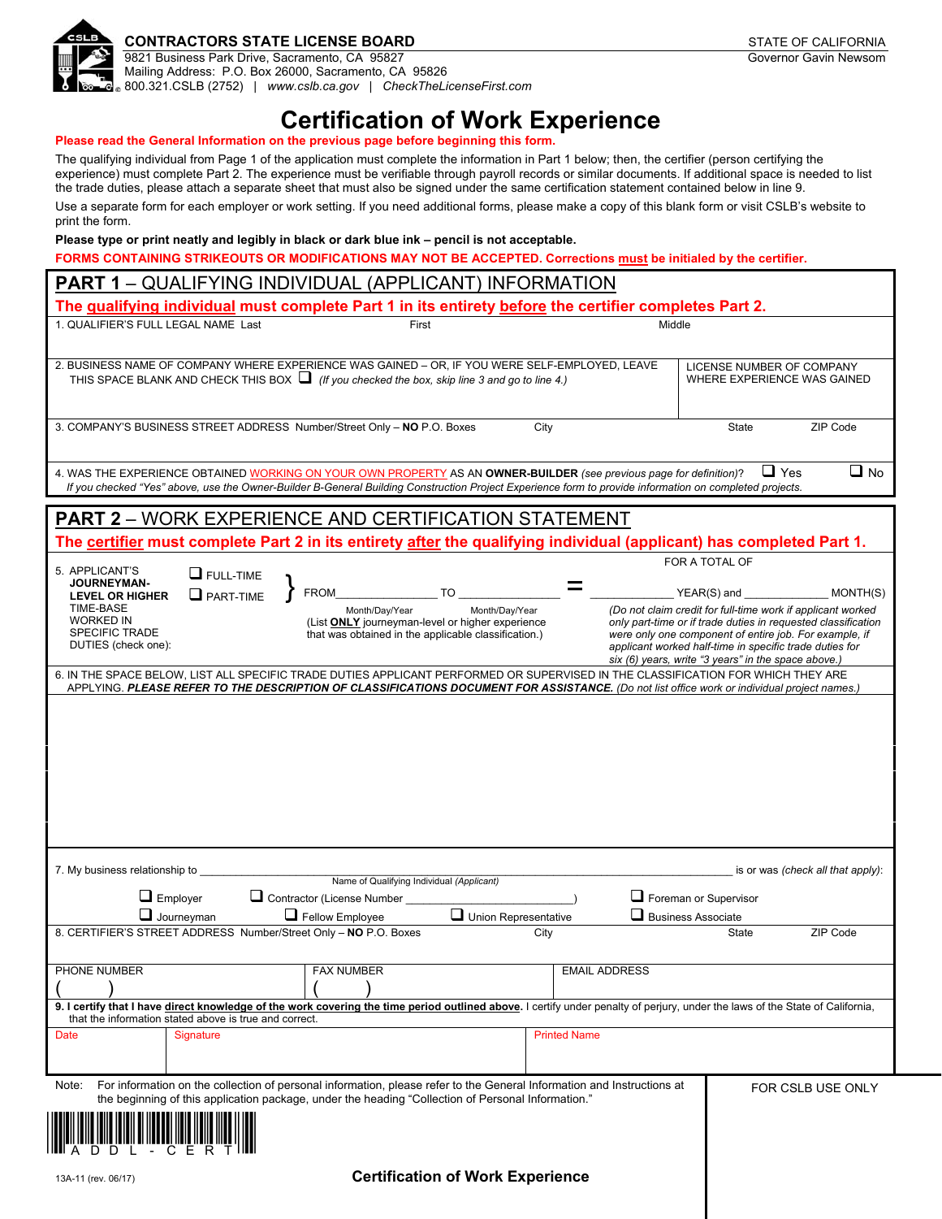**CONTRACTORS STATE LICENSE BOARD**
9821 Business Park Drive, Sacramento, CA 95827
Mailing Address: P.O. Box 26000, Sacramento, CA 95826
800.321.CSLB (2752) | *www.cslb.ca.gov* | *CheckTheLicenseFirst.com*

STATE OF CALIFORNIA
Governor Gavin Newsom

# Certification of Work Experience

**Please read the General Information on the previous page before beginning this form.**

The qualifying individual from Page 1 of the application must complete the information in Part 1 below; then, the certifier (person certifying the experience) must complete Part 2. The experience must be verifiable through payroll records or similar documents. If additional space is needed to list the trade duties, please attach a separate sheet that must also be signed under the same certification statement contained below in line 9.

Use a separate form for each employer or work setting. If you need additional forms, please make a copy of this blank form or visit CSLB's website to print the form.

**Please type or print neatly and legibly in black or dark blue ink – pencil is not acceptable.**

**FORMS CONTAINING STRIKEOUTS OR MODIFICATIONS MAY NOT BE ACCEPTED. Corrections must be initialed by the certifier.**

## PART 1 – QUALIFYING INDIVIDUAL (APPLICANT) INFORMATION

**The qualifying individual must complete Part 1 in its entirety before the certifier completes Part 2.**

1. QUALIFIER'S FULL LEGAL NAME Last First Middle

2. BUSINESS NAME OF COMPANY WHERE EXPERIENCE WAS GAINED – OR, IF YOU WERE SELF-EMPLOYED, LEAVE THIS SPACE BLANK AND CHECK THIS BOX ☐ *(If you checked the box, skip line 3 and go to line 4.)*

LICENSE NUMBER OF COMPANY WHERE EXPERIENCE WAS GAINED

3. COMPANY'S BUSINESS STREET ADDRESS Number/Street Only – **NO** P.O. Boxes City State ZIP Code

4. WAS THE EXPERIENCE OBTAINED WORKING ON YOUR OWN PROPERTY AS AN **OWNER-BUILDER** *(see previous page for definition)*? ☐ Yes ☐ No
*If you checked "Yes" above, use the Owner-Builder B-General Building Construction Project Experience form to provide information on completed projects.*

## PART 2 – WORK EXPERIENCE AND CERTIFICATION STATEMENT

**The certifier must complete Part 2 in its entirety after the qualifying individual (applicant) has completed Part 1.**

5. APPLICANT'S **JOURNEYMAN-LEVEL OR HIGHER** TIME-BASE WORKED IN SPECIFIC TRADE DUTIES (check one): ☐ FULL-TIME ☐ PART-TIME

FROM________________ TO ________________ = FOR A TOTAL OF ______________ YEAR(S) and ______________ MONTH(S)

Month/Day/Year Month/Day/Year
(List **ONLY** journeyman-level or higher experience that was obtained in the applicable classification.)

*(Do not claim credit for full-time work if applicant worked only part-time or if trade duties in requested classification were only one component of entire job. For example, if applicant worked half-time in specific trade duties for six (6) years, write "3 years" in the space above.)*

6. IN THE SPACE BELOW, LIST ALL SPECIFIC TRADE DUTIES APPLICANT PERFORMED OR SUPERVISED IN THE CLASSIFICATION FOR WHICH THEY ARE APPLYING. ***PLEASE REFER TO THE DESCRIPTION OF CLASSIFICATIONS DOCUMENT FOR ASSISTANCE.*** *(Do not list office work or individual project names.)*

7. My business relationship to ________________________________________ is or was *(check all that apply)*:
Name of Qualifying Individual *(Applicant)*

☐ Employer ☐ Contractor (License Number ______________________) ☐ Foreman or Supervisor
☐ Journeyman ☐ Fellow Employee ☐ Union Representative ☐ Business Associate

8. CERTIFIER'S STREET ADDRESS Number/Street Only – **NO** P.O. Boxes City State ZIP Code

PHONE NUMBER ( ) FAX NUMBER ( ) EMAIL ADDRESS

**9. I certify that I have direct knowledge of the work covering the time period outlined above.** I certify under penalty of perjury, under the laws of the State of California, that the information stated above is true and correct.

| Date | Signature | Printed Name |
|---|---|---|
| | | |

Note: For information on the collection of personal information, please refer to the General Information and Instructions at the beginning of this application package, under the heading "Collection of Personal Information."

FOR CSLB USE ONLY

ADDL-CERT

13A-11 (rev. 06/17)

**Certification of Work Experience**